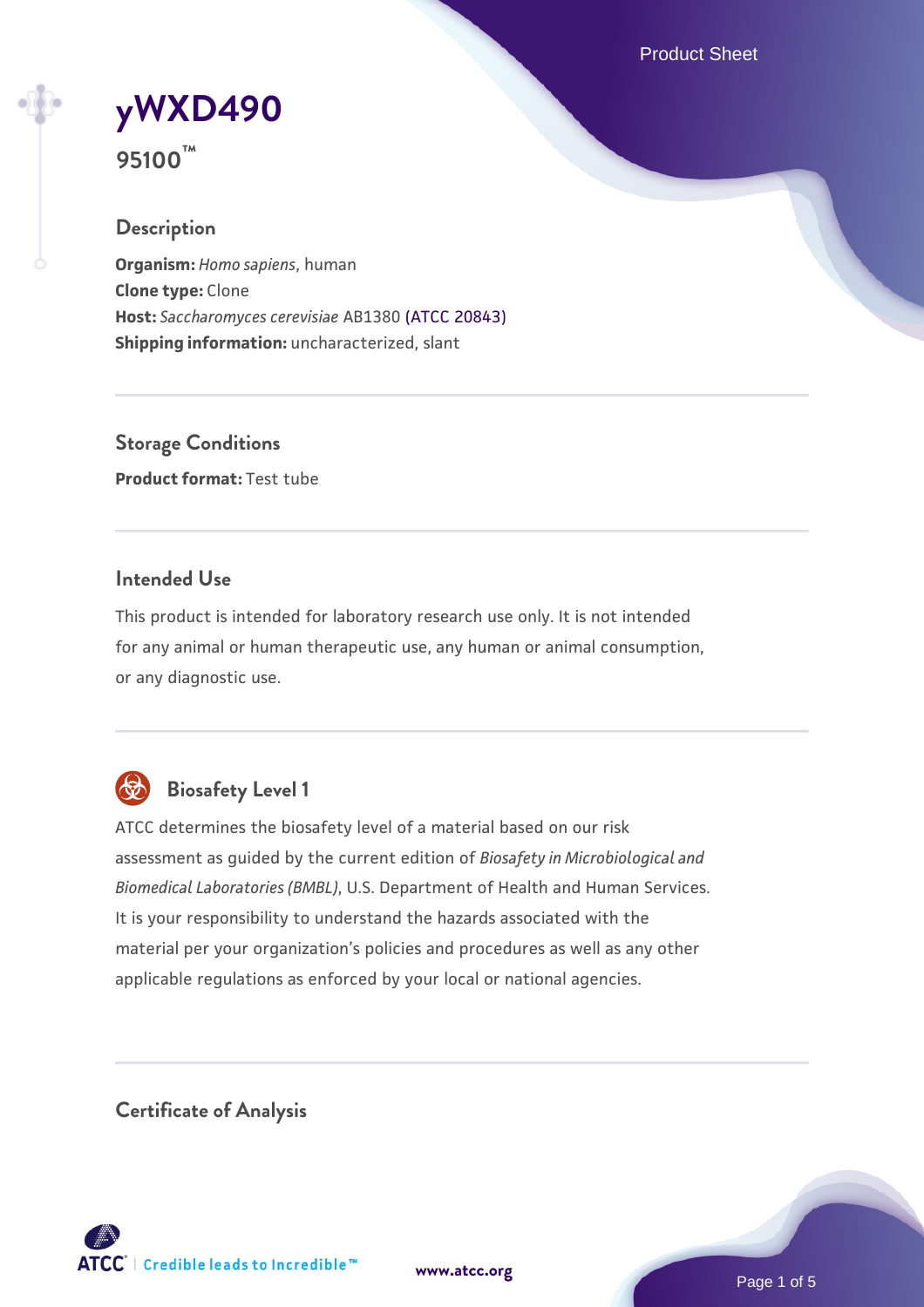# yWXD490

**95100™**

## Description

**Organism:** *Homo sapiens*, human
**Clone type:** Clone
**Host:** *Saccharomyces cerevisiae* AB1380 (ATCC 20843)
**Shipping information:** uncharacterized, slant

## Storage Conditions

**Product format:** Test tube

## Intended Use

This product is intended for laboratory research use only. It is not intended for any animal or human therapeutic use, any human or animal consumption, or any diagnostic use.

## Biosafety Level 1

ATCC determines the biosafety level of a material based on our risk assessment as guided by the current edition of *Biosafety in Microbiological and Biomedical Laboratories (BMBL)*, U.S. Department of Health and Human Services. It is your responsibility to understand the hazards associated with the material per your organization's policies and procedures as well as any other applicable regulations as enforced by your local or national agencies.

## Certificate of Analysis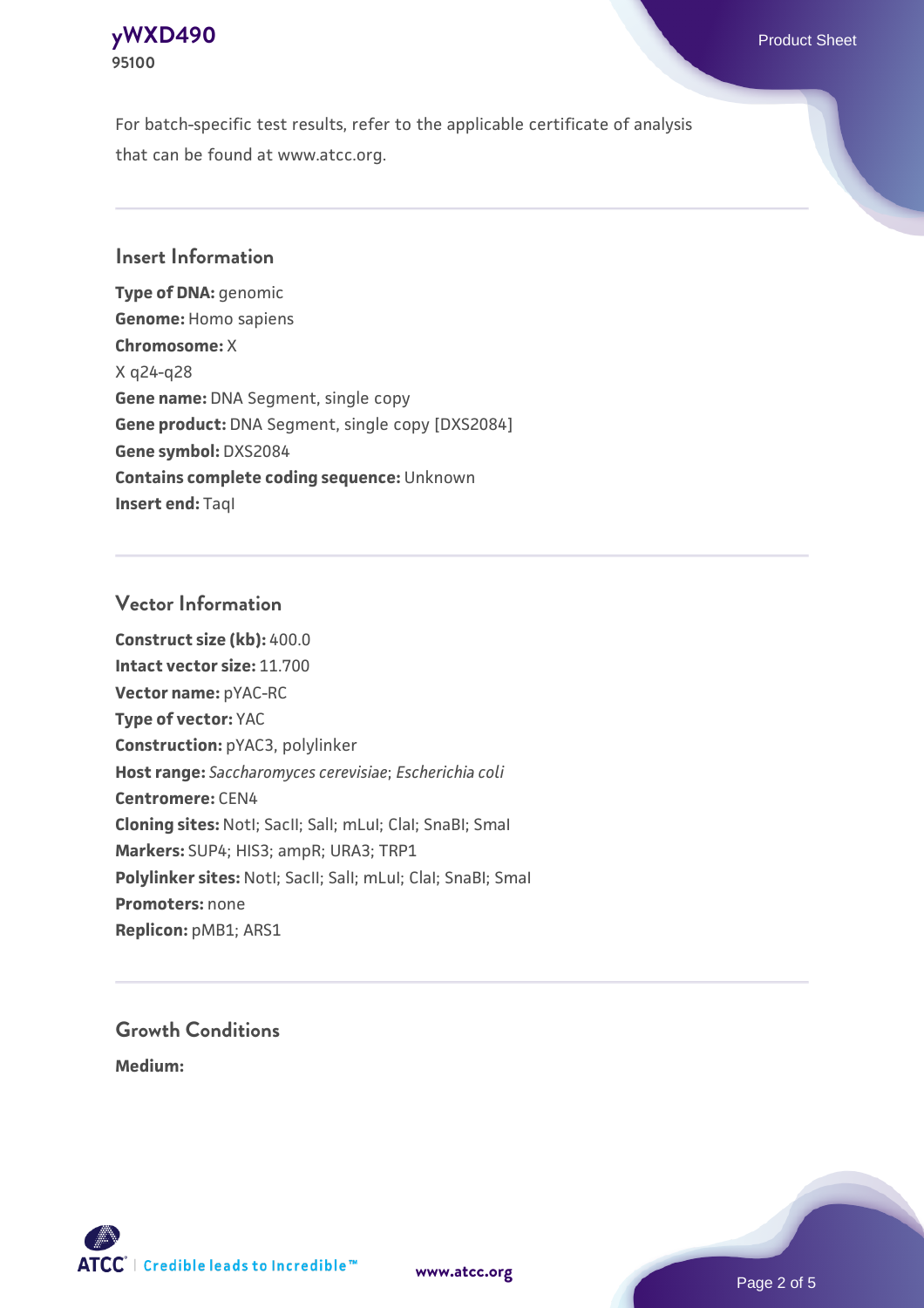For batch-specific test results, refer to the applicable certificate of analysis that can be found at www.atcc.org.

## Insert Information

**Type of DNA:** genomic
**Genome:** Homo sapiens
**Chromosome:** X
X q24-q28
**Gene name:** DNA Segment, single copy
**Gene product:** DNA Segment, single copy [DXS2084]
**Gene symbol:** DXS2084
**Contains complete coding sequence:** Unknown
**Insert end:** TaqI

## Vector Information

**Construct size (kb):** 400.0
**Intact vector size:** 11.700
**Vector name:** pYAC-RC
**Type of vector:** YAC
**Construction:** pYAC3, polylinker
**Host range:** *Saccharomyces cerevisiae*; *Escherichia coli*
**Centromere:** CEN4
**Cloning sites:** NotI; SacII; SalI; mLuI; ClaI; SnaBI; SmaI
**Markers:** SUP4; HIS3; ampR; URA3; TRP1
**Polylinker sites:** NotI; SacII; SalI; mLuI; ClaI; SnaBI; SmaI
**Promoters:** none
**Replicon:** pMB1; ARS1

## Growth Conditions

**Medium:**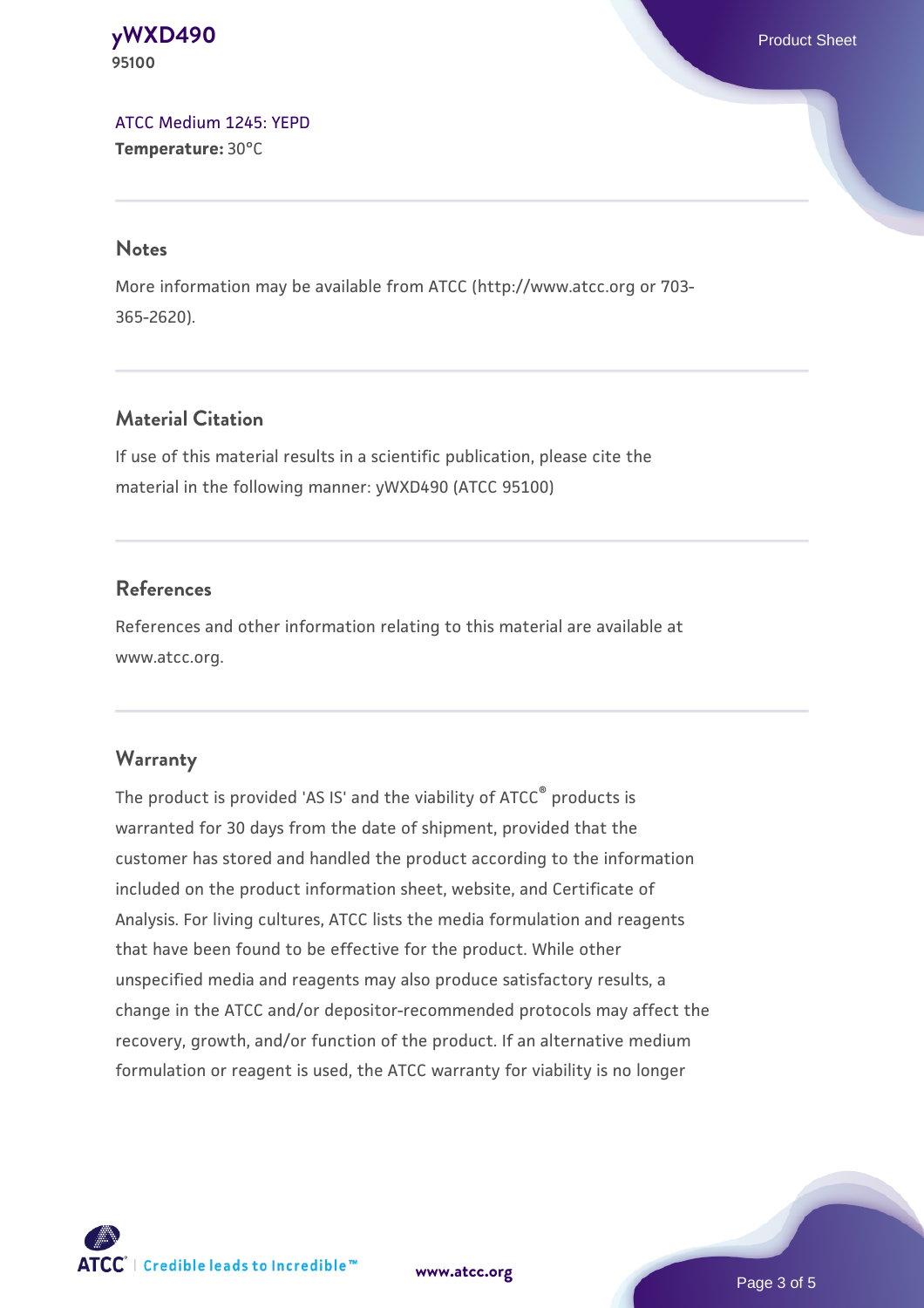ATCC Medium 1245: YEPD
**Temperature:** 30°C

## Notes

More information may be available from ATCC (http://www.atcc.org or 703-365-2620).

## Material Citation

If use of this material results in a scientific publication, please cite the material in the following manner: yWXD490 (ATCC 95100)

## References

References and other information relating to this material are available at www.atcc.org.

## Warranty

The product is provided 'AS IS' and the viability of ATCC® products is warranted for 30 days from the date of shipment, provided that the customer has stored and handled the product according to the information included on the product information sheet, website, and Certificate of Analysis. For living cultures, ATCC lists the media formulation and reagents that have been found to be effective for the product. While other unspecified media and reagents may also produce satisfactory results, a change in the ATCC and/or depositor-recommended protocols may affect the recovery, growth, and/or function of the product. If an alternative medium formulation or reagent is used, the ATCC warranty for viability is no longer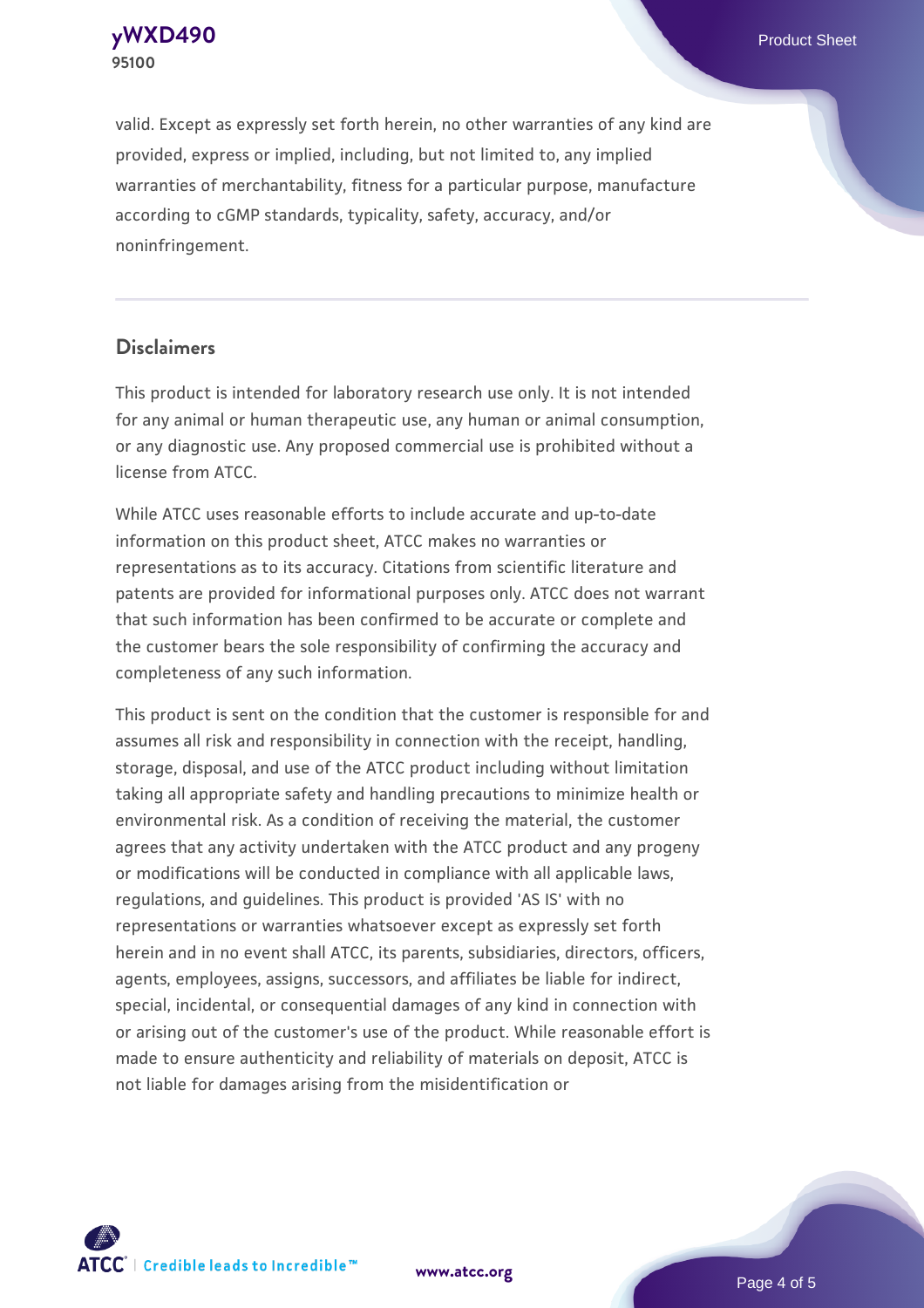valid. Except as expressly set forth herein, no other warranties of any kind are provided, express or implied, including, but not limited to, any implied warranties of merchantability, fitness for a particular purpose, manufacture according to cGMP standards, typicality, safety, accuracy, and/or noninfringement.

## Disclaimers

This product is intended for laboratory research use only. It is not intended for any animal or human therapeutic use, any human or animal consumption, or any diagnostic use. Any proposed commercial use is prohibited without a license from ATCC.

While ATCC uses reasonable efforts to include accurate and up-to-date information on this product sheet, ATCC makes no warranties or representations as to its accuracy. Citations from scientific literature and patents are provided for informational purposes only. ATCC does not warrant that such information has been confirmed to be accurate or complete and the customer bears the sole responsibility of confirming the accuracy and completeness of any such information.

This product is sent on the condition that the customer is responsible for and assumes all risk and responsibility in connection with the receipt, handling, storage, disposal, and use of the ATCC product including without limitation taking all appropriate safety and handling precautions to minimize health or environmental risk. As a condition of receiving the material, the customer agrees that any activity undertaken with the ATCC product and any progeny or modifications will be conducted in compliance with all applicable laws, regulations, and guidelines. This product is provided 'AS IS' with no representations or warranties whatsoever except as expressly set forth herein and in no event shall ATCC, its parents, subsidiaries, directors, officers, agents, employees, assigns, successors, and affiliates be liable for indirect, special, incidental, or consequential damages of any kind in connection with or arising out of the customer's use of the product. While reasonable effort is made to ensure authenticity and reliability of materials on deposit, ATCC is not liable for damages arising from the misidentification or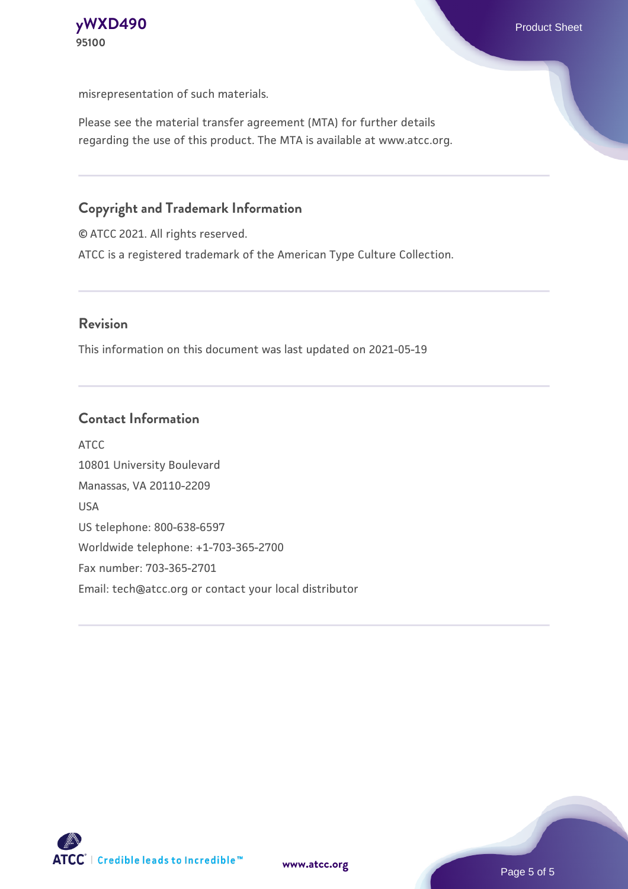misrepresentation of such materials.

Please see the material transfer agreement (MTA) for further details regarding the use of this product. The MTA is available at www.atcc.org.

## Copyright and Trademark Information

© ATCC 2021. All rights reserved.

ATCC is a registered trademark of the American Type Culture Collection.

## Revision

This information on this document was last updated on 2021-05-19

## Contact Information

ATCC
10801 University Boulevard
Manassas, VA 20110-2209
USA
US telephone: 800-638-6597
Worldwide telephone: +1-703-365-2700
Fax number: 703-365-2701
Email: tech@atcc.org or contact your local distributor